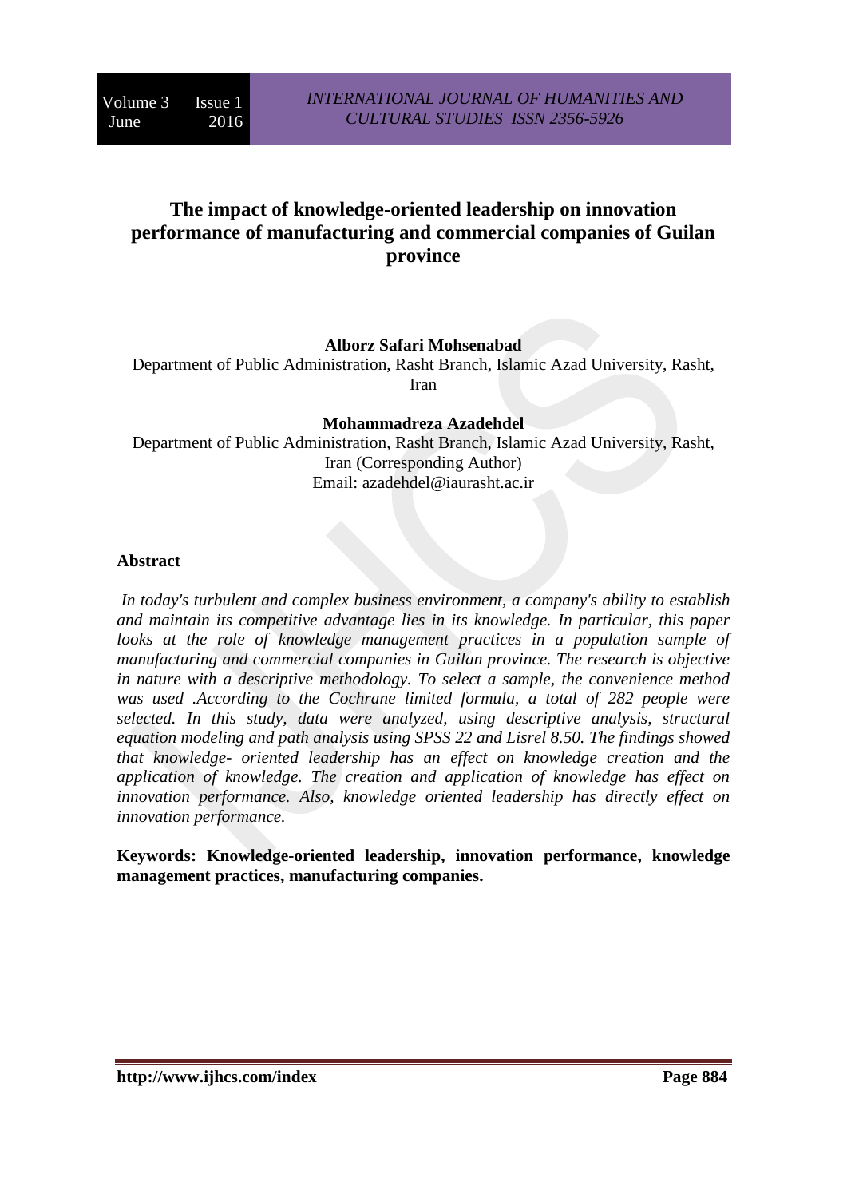# The impact of knowledge-oriented leadership on innovation performance of manufacturing and commercial companies of Guilan province

**Alborz Safari Mohsenabad**

Department of Public Administration, Rasht Branch, Islamic Azad University, Rasht, Iran

**Mohammadreza Azadehdel**

Department of Public Administration, Rasht Branch, Islamic Azad University, Rasht, Iran (Corresponding Author)

Email: azadehdel@iaurasht.ac.ir

## Abstract

*In today's turbulent and complex business environment, a company's ability to establish and maintain its competitive advantage lies in its knowledge. In particular, this paper looks at the role of knowledge management practices in a population sample of manufacturing and commercial companies in Guilan province. The research is objective in nature with a descriptive methodology. To select a sample, the convenience method was used .According to the Cochrane limited formula, a total of 282 people were selected. In this study, data were analyzed, using descriptive analysis, structural equation modeling and path analysis using SPSS 22 and Lisrel 8.50. The findings showed that knowledge- oriented leadership has an effect on knowledge creation and the application of knowledge. The creation and application of knowledge has effect on innovation performance. Also, knowledge oriented leadership has directly effect on innovation performance.*

**Keywords: Knowledge-oriented leadership, innovation performance, knowledge management practices, manufacturing companies.**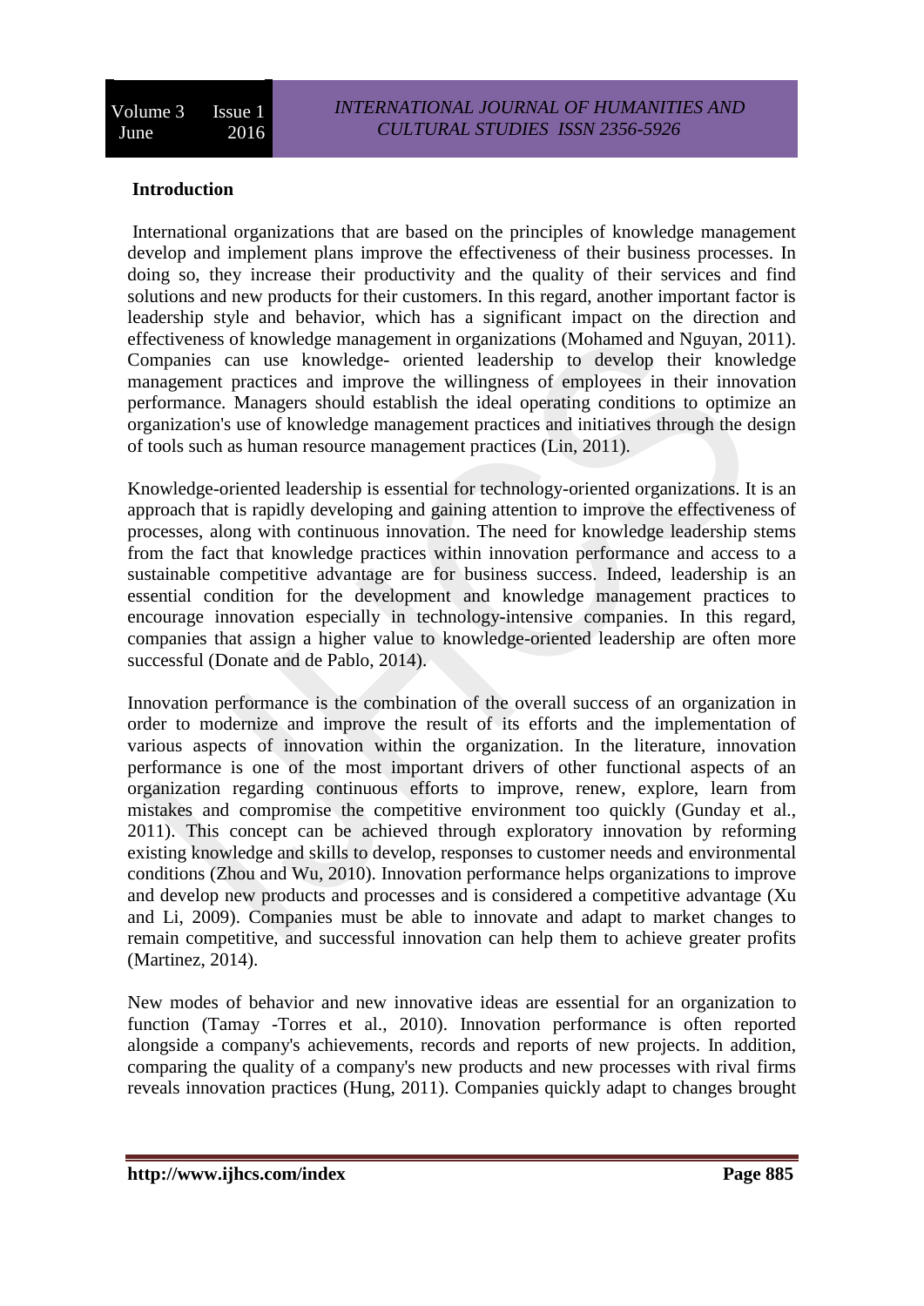## Introduction

International organizations that are based on the principles of knowledge management develop and implement plans improve the effectiveness of their business processes. In doing so, they increase their productivity and the quality of their services and find solutions and new products for their customers. In this regard, another important factor is leadership style and behavior, which has a significant impact on the direction and effectiveness of knowledge management in organizations (Mohamed and Nguyan, 2011). Companies can use knowledge- oriented leadership to develop their knowledge management practices and improve the willingness of employees in their innovation performance. Managers should establish the ideal operating conditions to optimize an organization's use of knowledge management practices and initiatives through the design of tools such as human resource management practices (Lin, 2011).

Knowledge-oriented leadership is essential for technology-oriented organizations. It is an approach that is rapidly developing and gaining attention to improve the effectiveness of processes, along with continuous innovation. The need for knowledge leadership stems from the fact that knowledge practices within innovation performance and access to a sustainable competitive advantage are for business success. Indeed, leadership is an essential condition for the development and knowledge management practices to encourage innovation especially in technology-intensive companies. In this regard, companies that assign a higher value to knowledge-oriented leadership are often more successful (Donate and de Pablo, 2014).

Innovation performance is the combination of the overall success of an organization in order to modernize and improve the result of its efforts and the implementation of various aspects of innovation within the organization. In the literature, innovation performance is one of the most important drivers of other functional aspects of an organization regarding continuous efforts to improve, renew, explore, learn from mistakes and compromise the competitive environment too quickly (Gunday et al., 2011). This concept can be achieved through exploratory innovation by reforming existing knowledge and skills to develop, responses to customer needs and environmental conditions (Zhou and Wu, 2010). Innovation performance helps organizations to improve and develop new products and processes and is considered a competitive advantage (Xu and Li, 2009). Companies must be able to innovate and adapt to market changes to remain competitive, and successful innovation can help them to achieve greater profits (Martinez, 2014).

New modes of behavior and new innovative ideas are essential for an organization to function (Tamay -Torres et al., 2010). Innovation performance is often reported alongside a company's achievements, records and reports of new projects. In addition, comparing the quality of a company's new products and new processes with rival firms reveals innovation practices (Hung, 2011). Companies quickly adapt to changes brought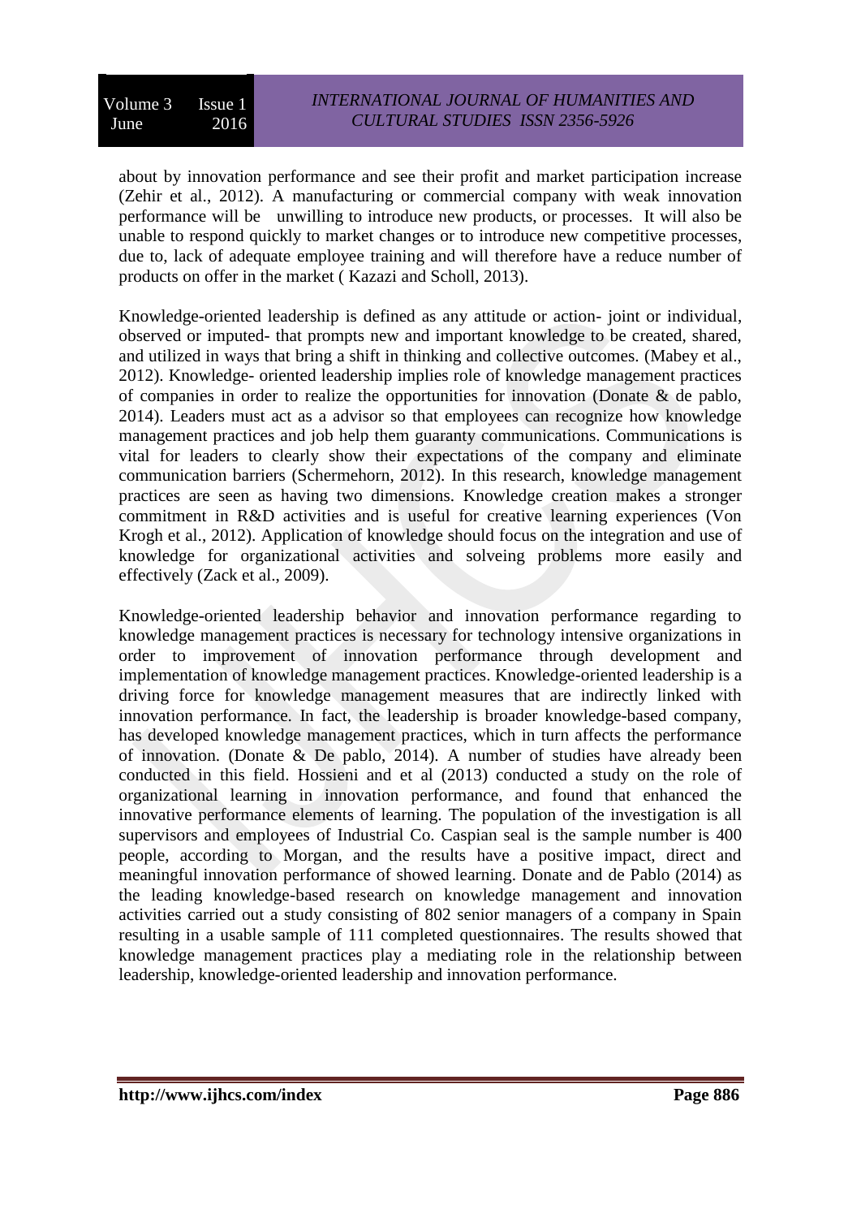about by innovation performance and see their profit and market participation increase (Zehir et al., 2012). A manufacturing or commercial company with weak innovation performance will be unwilling to introduce new products, or processes. It will also be unable to respond quickly to market changes or to introduce new competitive processes, due to, lack of adequate employee training and will therefore have a reduce number of products on offer in the market ( Kazazi and Scholl, 2013).

Knowledge-oriented leadership is defined as any attitude or action- joint or individual, observed or imputed- that prompts new and important knowledge to be created, shared, and utilized in ways that bring a shift in thinking and collective outcomes. (Mabey et al., 2012). Knowledge- oriented leadership implies role of knowledge management practices of companies in order to realize the opportunities for innovation (Donate & de pablo, 2014). Leaders must act as a advisor so that employees can recognize how knowledge management practices and job help them guaranty communications. Communications is vital for leaders to clearly show their expectations of the company and eliminate communication barriers (Schermehorn, 2012). In this research, knowledge management practices are seen as having two dimensions. Knowledge creation makes a stronger commitment in R&D activities and is useful for creative learning experiences (Von Krogh et al., 2012). Application of knowledge should focus on the integration and use of knowledge for organizational activities and solveing problems more easily and effectively (Zack et al., 2009).

Knowledge-oriented leadership behavior and innovation performance regarding to knowledge management practices is necessary for technology intensive organizations in order to improvement of innovation performance through development and implementation of knowledge management practices. Knowledge-oriented leadership is a driving force for knowledge management measures that are indirectly linked with innovation performance. In fact, the leadership is broader knowledge-based company, has developed knowledge management practices, which in turn affects the performance of innovation. (Donate & De pablo, 2014). A number of studies have already been conducted in this field. Hossieni and et al (2013) conducted a study on the role of organizational learning in innovation performance, and found that enhanced the innovative performance elements of learning. The population of the investigation is all supervisors and employees of Industrial Co. Caspian seal is the sample number is 400 people, according to Morgan, and the results have a positive impact, direct and meaningful innovation performance of showed learning. Donate and de Pablo (2014) as the leading knowledge-based research on knowledge management and innovation activities carried out a study consisting of 802 senior managers of a company in Spain resulting in a usable sample of 111 completed questionnaires. The results showed that knowledge management practices play a mediating role in the relationship between leadership, knowledge-oriented leadership and innovation performance.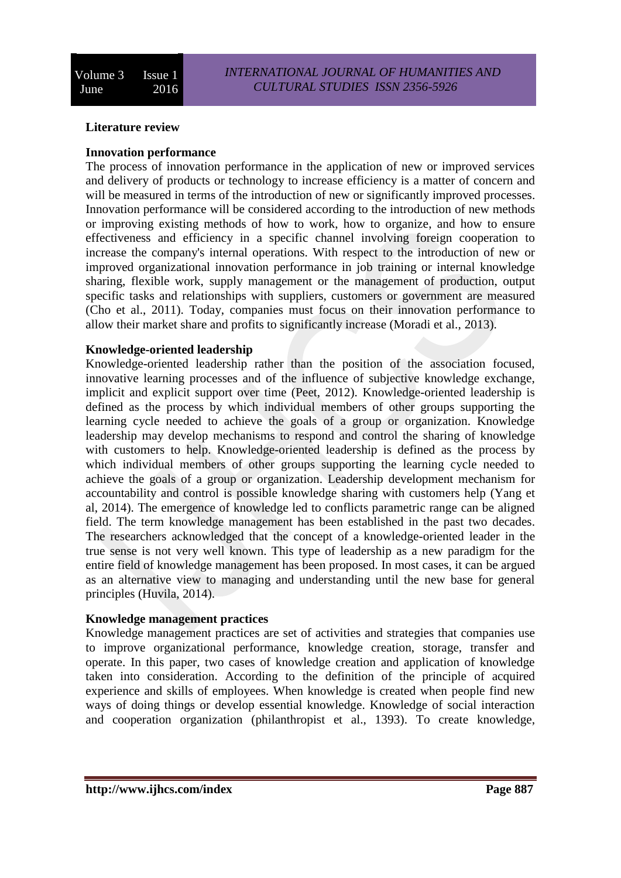## Literature review

### Innovation performance

The process of innovation performance in the application of new or improved services and delivery of products or technology to increase efficiency is a matter of concern and will be measured in terms of the introduction of new or significantly improved processes. Innovation performance will be considered according to the introduction of new methods or improving existing methods of how to work, how to organize, and how to ensure effectiveness and efficiency in a specific channel involving foreign cooperation to increase the company's internal operations. With respect to the introduction of new or improved organizational innovation performance in job training or internal knowledge sharing, flexible work, supply management or the management of production, output specific tasks and relationships with suppliers, customers or government are measured (Cho et al., 2011). Today, companies must focus on their innovation performance to allow their market share and profits to significantly increase (Moradi et al., 2013).

### Knowledge-oriented leadership

Knowledge-oriented leadership rather than the position of the association focused, innovative learning processes and of the influence of subjective knowledge exchange, implicit and explicit support over time (Peet, 2012). Knowledge-oriented leadership is defined as the process by which individual members of other groups supporting the learning cycle needed to achieve the goals of a group or organization. Knowledge leadership may develop mechanisms to respond and control the sharing of knowledge with customers to help. Knowledge-oriented leadership is defined as the process by which individual members of other groups supporting the learning cycle needed to achieve the goals of a group or organization. Leadership development mechanism for accountability and control is possible knowledge sharing with customers help (Yang et al, 2014). The emergence of knowledge led to conflicts parametric range can be aligned field. The term knowledge management has been established in the past two decades. The researchers acknowledged that the concept of a knowledge-oriented leader in the true sense is not very well known. This type of leadership as a new paradigm for the entire field of knowledge management has been proposed. In most cases, it can be argued as an alternative view to managing and understanding until the new base for general principles (Huvila, 2014).

### Knowledge management practices

Knowledge management practices are set of activities and strategies that companies use to improve organizational performance, knowledge creation, storage, transfer and operate. In this paper, two cases of knowledge creation and application of knowledge taken into consideration. According to the definition of the principle of acquired experience and skills of employees. When knowledge is created when people find new ways of doing things or develop essential knowledge. Knowledge of social interaction and cooperation organization (philanthropist et al., 1393). To create knowledge,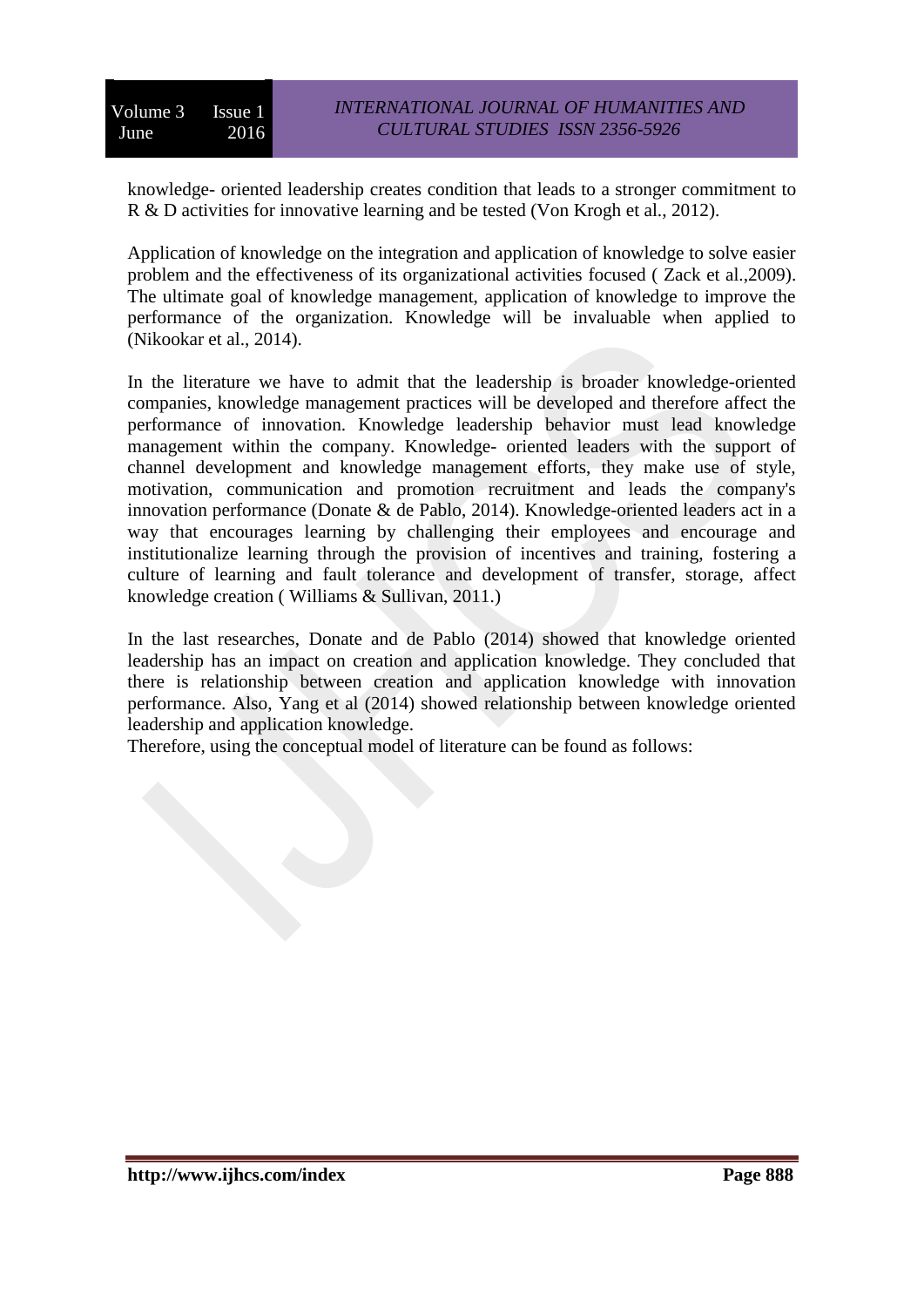knowledge- oriented leadership creates condition that leads to a stronger commitment to R & D activities for innovative learning and be tested (Von Krogh et al., 2012).

Application of knowledge on the integration and application of knowledge to solve easier problem and the effectiveness of its organizational activities focused ( Zack et al.,2009). The ultimate goal of knowledge management, application of knowledge to improve the performance of the organization. Knowledge will be invaluable when applied to (Nikookar et al., 2014).

In the literature we have to admit that the leadership is broader knowledge-oriented companies, knowledge management practices will be developed and therefore affect the performance of innovation. Knowledge leadership behavior must lead knowledge management within the company. Knowledge- oriented leaders with the support of channel development and knowledge management efforts, they make use of style, motivation, communication and promotion recruitment and leads the company's innovation performance (Donate & de Pablo, 2014). Knowledge-oriented leaders act in a way that encourages learning by challenging their employees and encourage and institutionalize learning through the provision of incentives and training, fostering a culture of learning and fault tolerance and development of transfer, storage, affect knowledge creation ( Williams & Sullivan, 2011.)

In the last researches, Donate and de Pablo (2014) showed that knowledge oriented leadership has an impact on creation and application knowledge. They concluded that there is relationship between creation and application knowledge with innovation performance. Also, Yang et al (2014) showed relationship between knowledge oriented leadership and application knowledge.
Therefore, using the conceptual model of literature can be found as follows: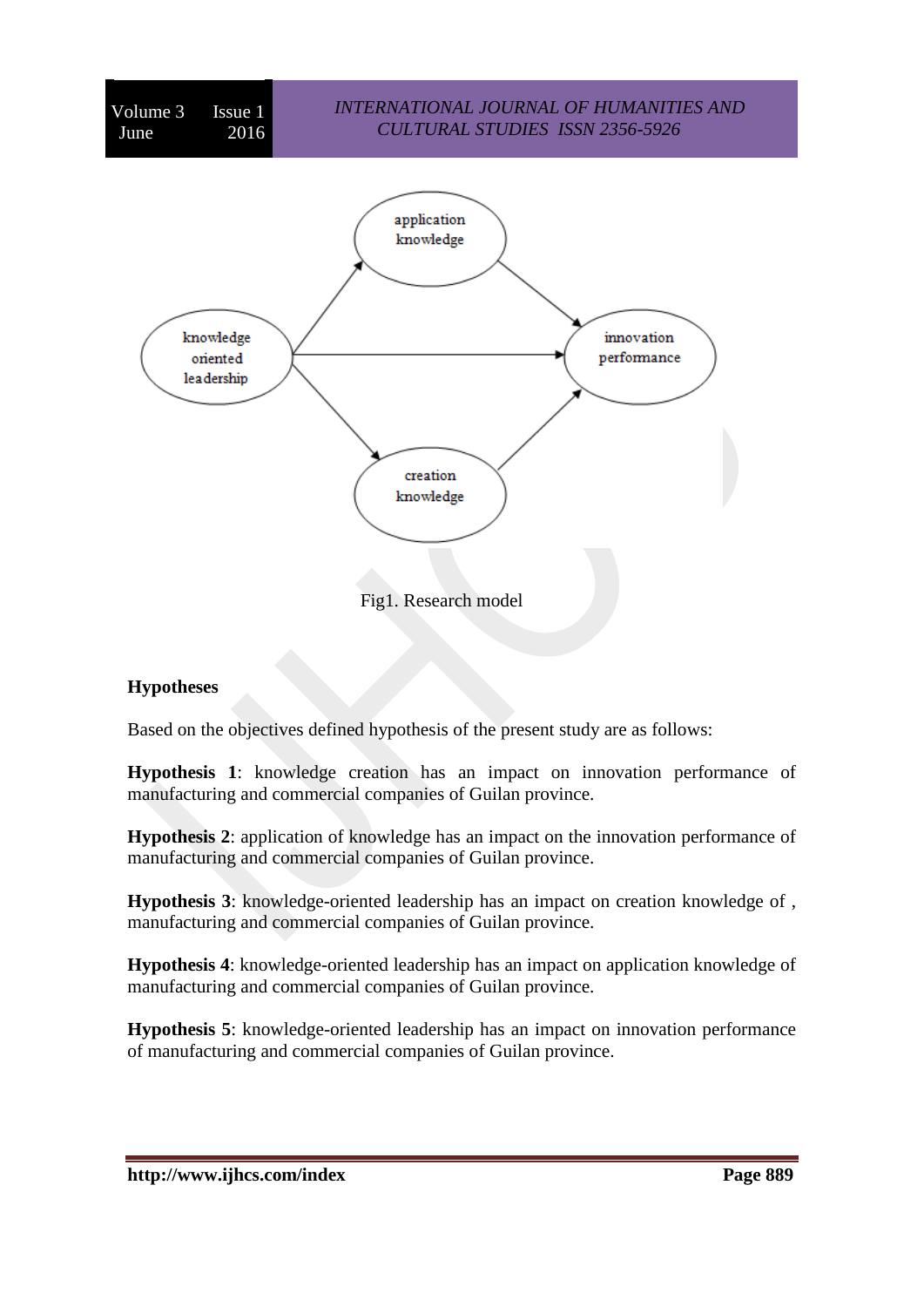Fig1. Research model

**Hypotheses**

Based on the objectives defined hypothesis of the present study are as follows:

**Hypothesis 1**: knowledge creation has an impact on innovation performance of manufacturing and commercial companies of Guilan province.

**Hypothesis 2**: application of knowledge has an impact on the innovation performance of manufacturing and commercial companies of Guilan province.

**Hypothesis 3**: knowledge-oriented leadership has an impact on creation knowledge of , manufacturing and commercial companies of Guilan province.

**Hypothesis 4**: knowledge-oriented leadership has an impact on application knowledge of manufacturing and commercial companies of Guilan province.

**Hypothesis 5**: knowledge-oriented leadership has an impact on innovation performance of manufacturing and commercial companies of Guilan province.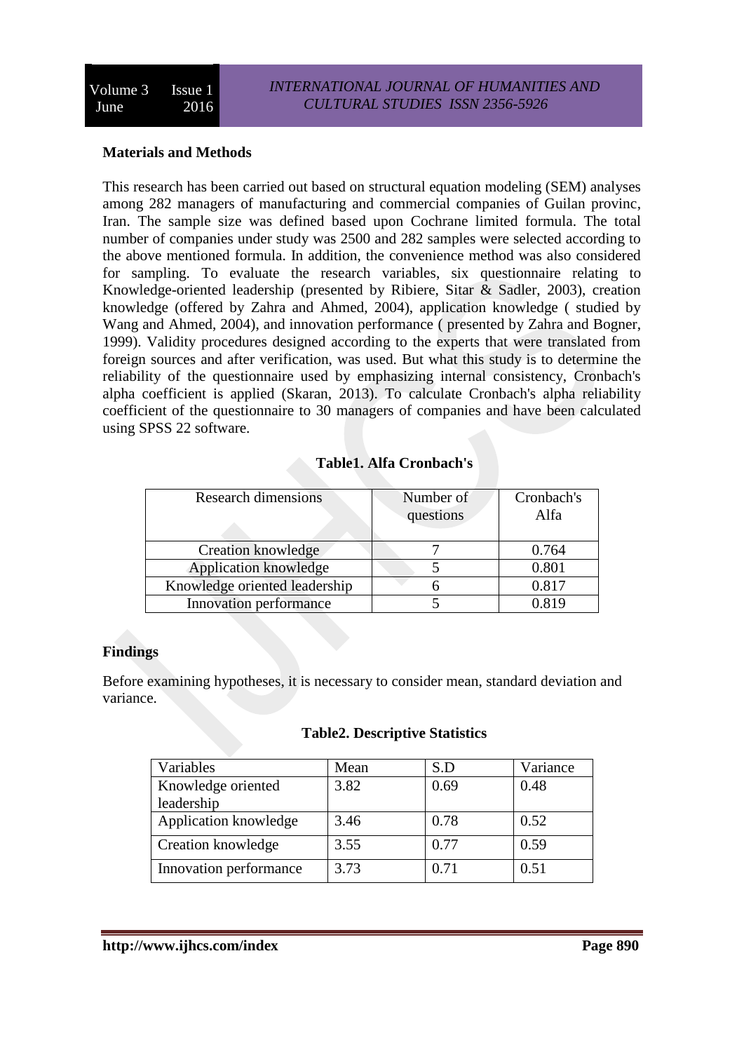**Materials and Methods**

This research has been carried out based on structural equation modeling (SEM) analyses among 282 managers of manufacturing and commercial companies of Guilan provinc, Iran. The sample size was defined based upon Cochrane limited formula. The total number of companies under study was 2500 and 282 samples were selected according to the above mentioned formula. In addition, the convenience method was also considered for sampling. To evaluate the research variables, six questionnaire relating to Knowledge-oriented leadership (presented by Ribiere, Sitar & Sadler, 2003), creation knowledge (offered by Zahra and Ahmed, 2004), application knowledge ( studied by Wang and Ahmed, 2004), and innovation performance ( presented by Zahra and Bogner, 1999). Validity procedures designed according to the experts that were translated from foreign sources and after verification, was used. But what this study is to determine the reliability of the questionnaire used by emphasizing internal consistency, Cronbach's alpha coefficient is applied (Skaran, 2013). To calculate Cronbach's alpha reliability coefficient of the questionnaire to 30 managers of companies and have been calculated using SPSS 22 software.

**Table1. Alfa Cronbach's**

| Research dimensions | Number of questions | Cronbach's Alfa |
|---|---|---|
| Creation knowledge | 7 | 0.764 |
| Application knowledge | 5 | 0.801 |
| Knowledge oriented leadership | 6 | 0.817 |
| Innovation performance | 5 | 0.819 |

**Findings**

Before examining hypotheses, it is necessary to consider mean, standard deviation and variance.

**Table2. Descriptive Statistics**

| Variables | Mean | S.D | Variance |
|---|---|---|---|
| Knowledge oriented leadership | 3.82 | 0.69 | 0.48 |
| Application knowledge | 3.46 | 0.78 | 0.52 |
| Creation knowledge | 3.55 | 0.77 | 0.59 |
| Innovation performance | 3.73 | 0.71 | 0.51 |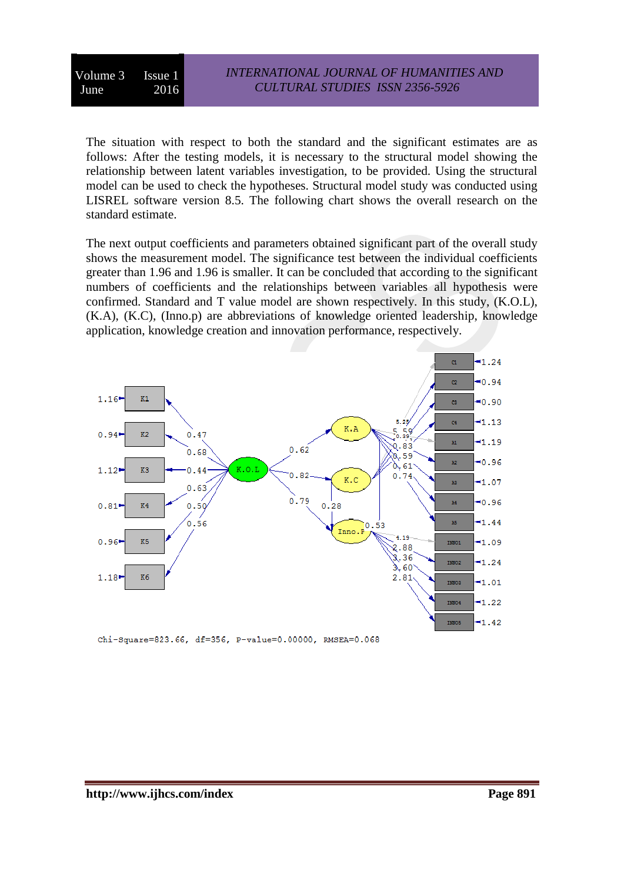The situation with respect to both the standard and the significant estimates are as follows: After the testing models, it is necessary to the structural model showing the relationship between latent variables investigation, to be provided. Using the structural model can be used to check the hypotheses. Structural model study was conducted using LISREL software version 8.5. The following chart shows the overall research on the standard estimate.

The next output coefficients and parameters obtained significant part of the overall study shows the measurement model. The significance test between the individual coefficients greater than 1.96 and 1.96 is smaller. It can be concluded that according to the significant numbers of coefficients and the relationships between variables all hypothesis were confirmed. Standard and T value model are shown respectively. In this study, (K.O.L), (K.A), (K.C), (Inno.p) are abbreviations of knowledge oriented leadership, knowledge application, knowledge creation and innovation performance, respectively.

Chi-Square=823.66, df=356, P-value=0.00000, RMSEA=0.068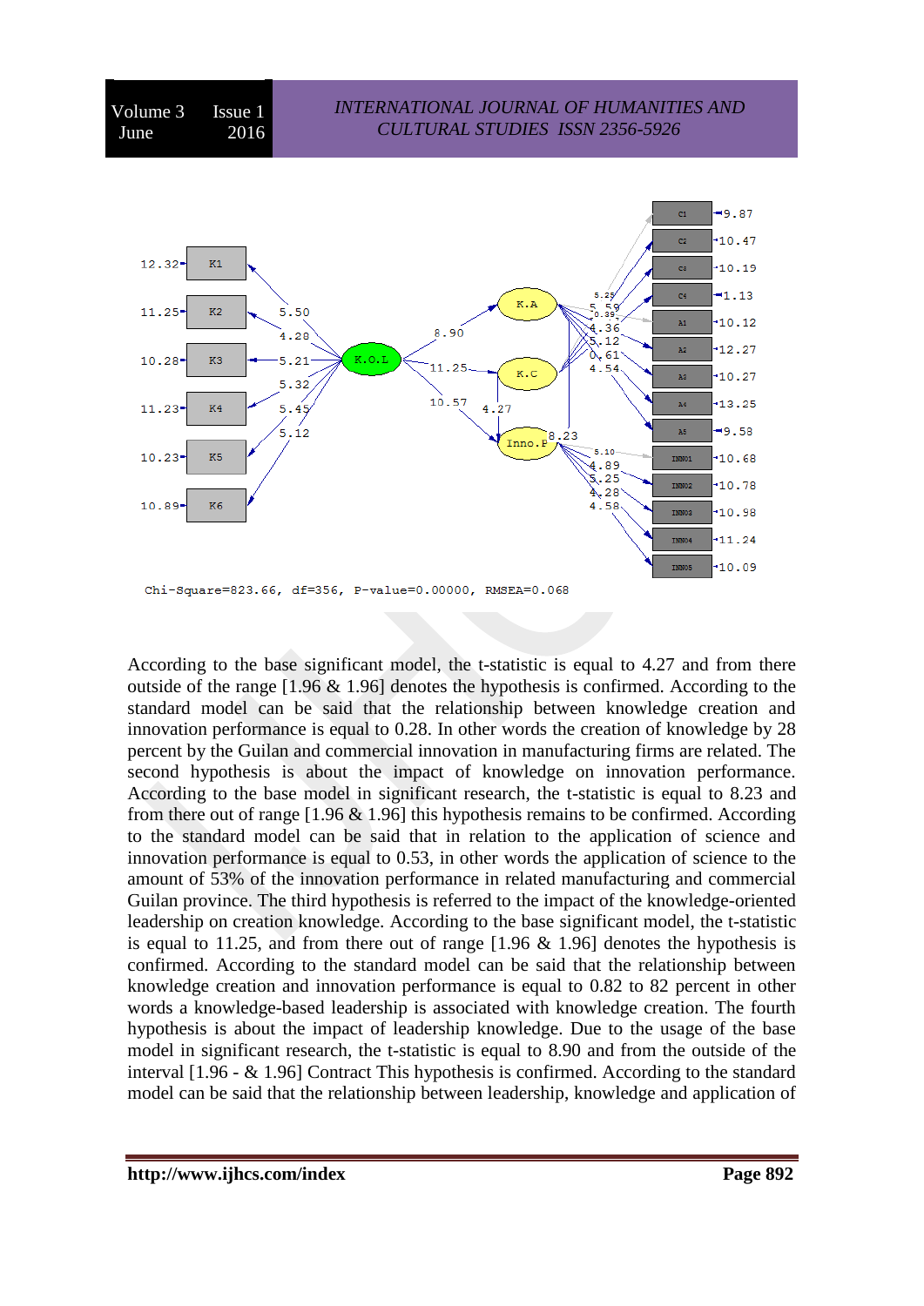Chi-Square=823.66, df=356, P-value=0.00000, RMSEA=0.068

According to the base significant model, the t-statistic is equal to 4.27 and from there outside of the range [1.96 & 1.96] denotes the hypothesis is confirmed. According to the standard model can be said that the relationship between knowledge creation and innovation performance is equal to 0.28. In other words the creation of knowledge by 28 percent by the Guilan and commercial innovation in manufacturing firms are related. The second hypothesis is about the impact of knowledge on innovation performance. According to the base model in significant research, the t-statistic is equal to 8.23 and from there out of range [1.96 & 1.96] this hypothesis remains to be confirmed. According to the standard model can be said that in relation to the application of science and innovation performance is equal to 0.53, in other words the application of science to the amount of 53% of the innovation performance in related manufacturing and commercial Guilan province. The third hypothesis is referred to the impact of the knowledge-oriented leadership on creation knowledge. According to the base significant model, the t-statistic is equal to 11.25, and from there out of range [1.96 & 1.96] denotes the hypothesis is confirmed. According to the standard model can be said that the relationship between knowledge creation and innovation performance is equal to 0.82 to 82 percent in other words a knowledge-based leadership is associated with knowledge creation. The fourth hypothesis is about the impact of leadership knowledge. Due to the usage of the base model in significant research, the t-statistic is equal to 8.90 and from the outside of the interval [1.96 - & 1.96] Contract This hypothesis is confirmed. According to the standard model can be said that the relationship between leadership, knowledge and application of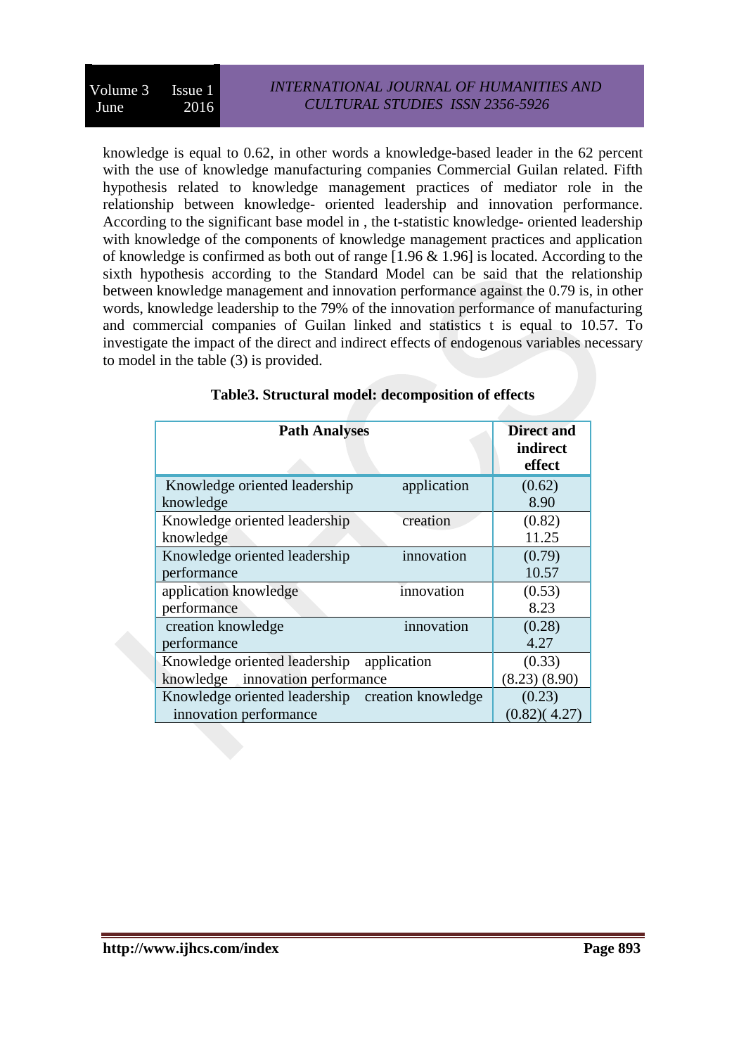knowledge is equal to 0.62, in other words a knowledge-based leader in the 62 percent with the use of knowledge manufacturing companies Commercial Guilan related. Fifth hypothesis related to knowledge management practices of mediator role in the relationship between knowledge- oriented leadership and innovation performance. According to the significant base model in , the t-statistic knowledge- oriented leadership with knowledge of the components of knowledge management practices and application of knowledge is confirmed as both out of range [1.96 & 1.96] is located. According to the sixth hypothesis according to the Standard Model can be said that the relationship between knowledge management and innovation performance against the 0.79 is, in other words, knowledge leadership to the 79% of the innovation performance of manufacturing and commercial companies of Guilan linked and statistics t is equal to 10.57. To investigate the impact of the direct and indirect effects of endogenous variables necessary to model in the table (3) is provided.

**Table3. Structural model: decomposition of effects**

| Path Analyses | Direct and indirect effect |
|---|---|
| Knowledge oriented leadership application knowledge | (0.62) 8.90 |
| Knowledge oriented leadership creation knowledge | (0.82) 11.25 |
| Knowledge oriented leadership innovation performance | (0.79) 10.57 |
| application knowledge innovation performance | (0.53) 8.23 |
| creation knowledge innovation performance | (0.28) 4.27 |
| Knowledge oriented leadership application knowledge innovation performance | (0.33) (8.23) (8.90) |
| Knowledge oriented leadership creation knowledge innovation performance | (0.23) (0.82)( 4.27) |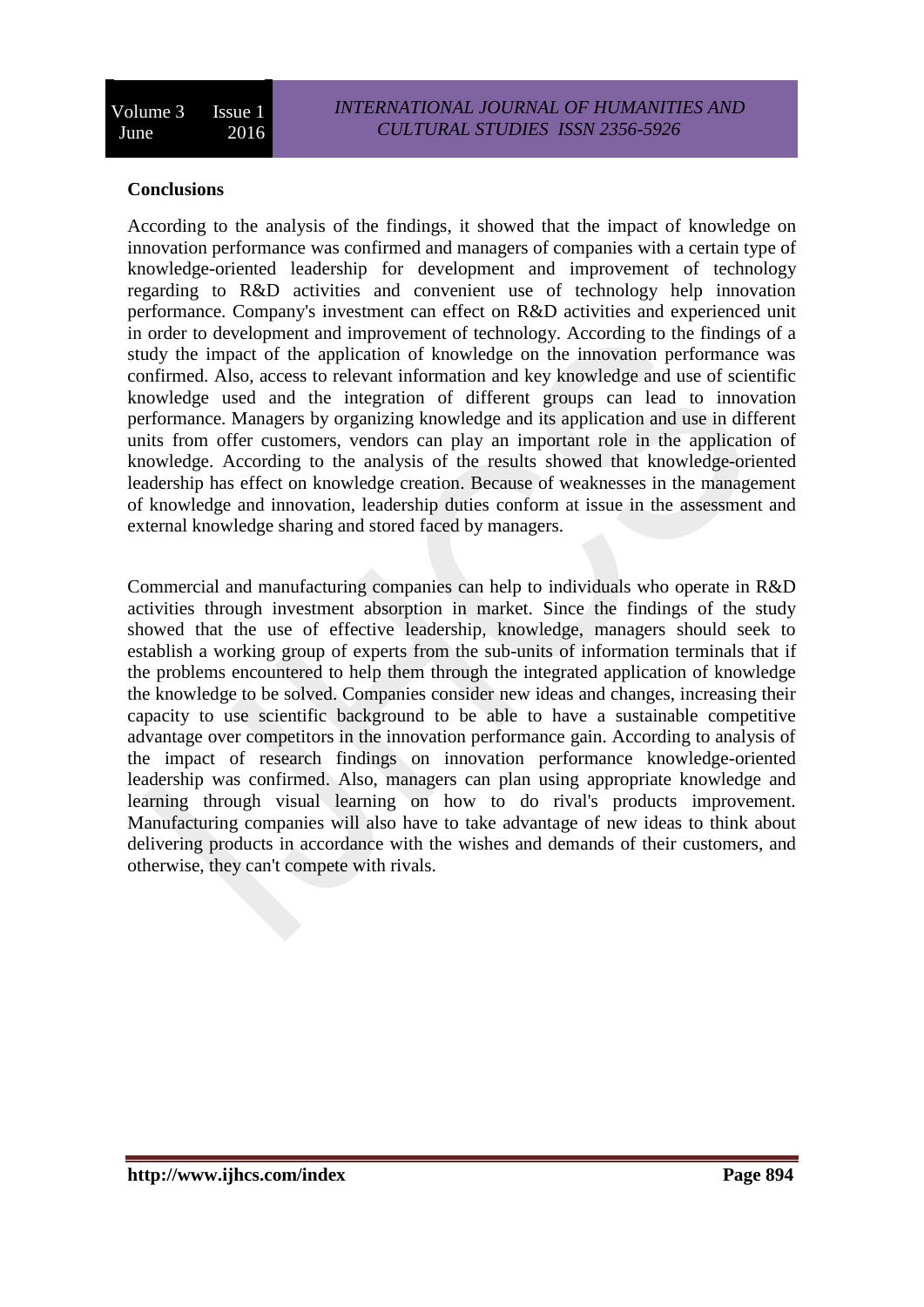## Conclusions

According to the analysis of the findings, it showed that the impact of knowledge on innovation performance was confirmed and managers of companies with a certain type of knowledge-oriented leadership for development and improvement of technology regarding to R&D activities and convenient use of technology help innovation performance. Company's investment can effect on R&D activities and experienced unit in order to development and improvement of technology. According to the findings of a study the impact of the application of knowledge on the innovation performance was confirmed. Also, access to relevant information and key knowledge and use of scientific knowledge used and the integration of different groups can lead to innovation performance. Managers by organizing knowledge and its application and use in different units from offer customers, vendors can play an important role in the application of knowledge. According to the analysis of the results showed that knowledge-oriented leadership has effect on knowledge creation. Because of weaknesses in the management of knowledge and innovation, leadership duties conform at issue in the assessment and external knowledge sharing and stored faced by managers.

Commercial and manufacturing companies can help to individuals who operate in R&D activities through investment absorption in market. Since the findings of the study showed that the use of effective leadership, knowledge, managers should seek to establish a working group of experts from the sub-units of information terminals that if the problems encountered to help them through the integrated application of knowledge the knowledge to be solved. Companies consider new ideas and changes, increasing their capacity to use scientific background to be able to have a sustainable competitive advantage over competitors in the innovation performance gain. According to analysis of the impact of research findings on innovation performance knowledge-oriented leadership was confirmed. Also, managers can plan using appropriate knowledge and learning through visual learning on how to do rival's products improvement. Manufacturing companies will also have to take advantage of new ideas to think about delivering products in accordance with the wishes and demands of their customers, and otherwise, they can't compete with rivals.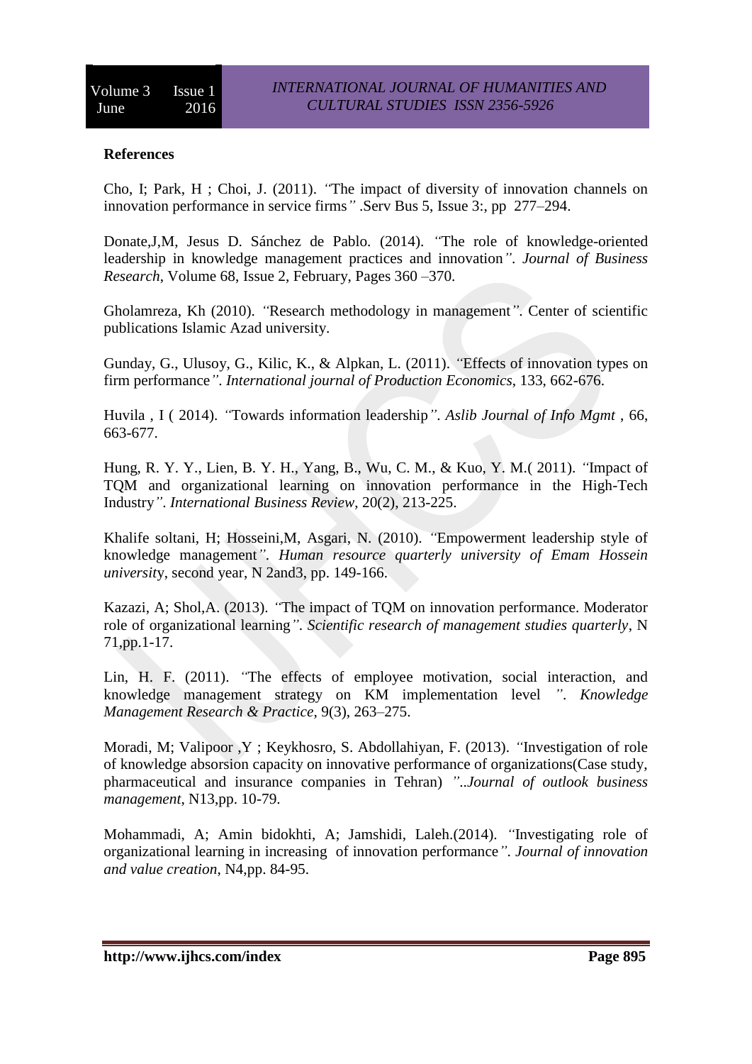**References**

Cho, I; Park, H ; Choi, J. (2011). *"*The impact of diversity of innovation channels on innovation performance in service firms*"* .Serv Bus 5, Issue 3:, pp 277–294.

Donate,J,M, Jesus D. Sánchez de Pablo. (2014). *"*The role of knowledge-oriented leadership in knowledge management practices and innovation*"*. *Journal of Business Research*, Volume 68, Issue 2, February, Pages 360 –370.

Gholamreza, Kh (2010). *"*Research methodology in management*"*. Center of scientific publications Islamic Azad university.

Gunday, G., Ulusoy, G., Kilic, K., & Alpkan, L. (2011). *"*Effects of innovation types on firm performance*"*. *International journal of Production Economics*, 133, 662-676.

Huvila , I ( 2014). *"*Towards information leadership*"*. *Aslib Journal of Info Mgmt* , 66, 663-677.

Hung, R. Y. Y., Lien, B. Y. H., Yang, B., Wu, C. M., & Kuo, Y. M.( 2011). *"*Impact of TQM and organizational learning on innovation performance in the High-Tech Industry*"*. *International Business Review*, 20(2), 213-225.

Khalife soltani, H; Hosseini,M, Asgari, N. (2010). *"*Empowerment leadership style of knowledge management*"*. *Human resource quarterly university of Emam Hossein universit*y, second year, N 2and3, pp. 149-166.

Kazazi, A; Shol,A. (2013). *"*The impact of TQM on innovation performance. Moderator role of organizational learning*"*. *Scientific research of management studies quarterly*, N 71,pp.1-17.

Lin, H. F. (2011). *"*The effects of employee motivation, social interaction, and knowledge management strategy on KM implementation level *"*. *Knowledge Management Research & Practice*, 9(3), 263–275.

Moradi, M; Valipoor ,Y ; Keykhosro, S. Abdollahiyan, F. (2013). *"*Investigation of role of knowledge absorsion capacity on innovative performance of organizations(Case study, pharmaceutical and insurance companies in Tehran) *"*..*Journal of outlook business management*, N13,pp. 10-79.

Mohammadi, A; Amin bidokhti, A; Jamshidi, Laleh.(2014). *"*Investigating role of organizational learning in increasing of innovation performance*"*. *Journal of innovation and value creation*, N4,pp. 84-95.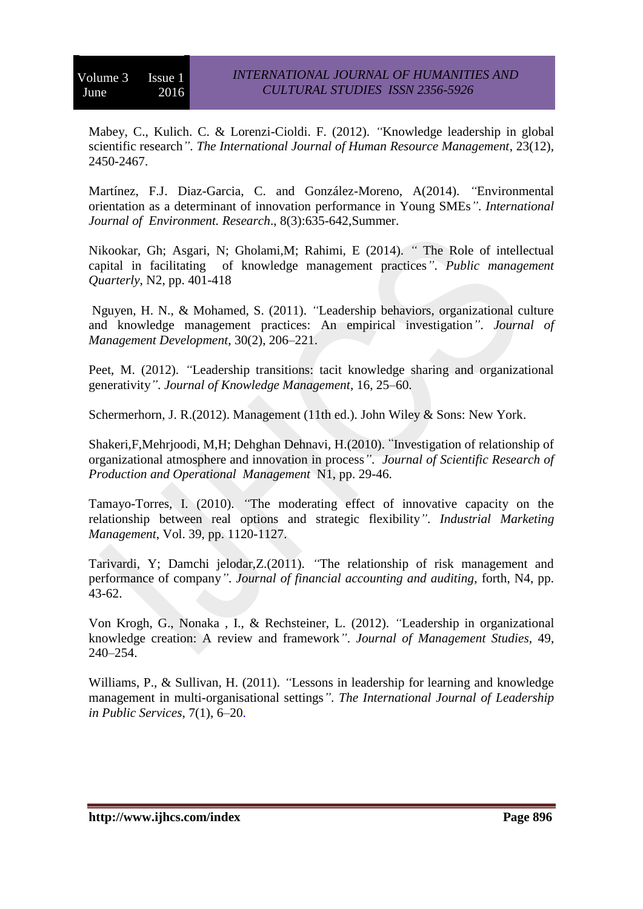Mabey, C., Kulich. C. & Lorenzi-Cioldi. F. (2012). *"*Knowledge leadership in global scientific research*"*. *The International Journal of Human Resource Management*, 23(12), 2450-2467.

Martínez, F.J. Diaz-Garcia, C. and González-Moreno, A(2014). *"*Environmental orientation as a determinant of innovation performance in Young SMEs*"*. *International Journal of Environment. Research*., 8(3):635-642,Summer.

Nikookar, Gh; Asgari, N; Gholami,M; Rahimi, E (2014). *"* The Role of intellectual capital in facilitating of knowledge management practices*"*. *Public management Quarterly*, N2, pp. 401-418

Nguyen, H. N., & Mohamed, S. (2011). *"*Leadership behaviors, organizational culture and knowledge management practices: An empirical investigation*"*. *Journal of Management Development*, 30(2), 206–221.

Peet, M. (2012). *"*Leadership transitions: tacit knowledge sharing and organizational generativity*"*. *Journal of Knowledge Management*, 16, 25–60.

Schermerhorn, J. R.(2012). Management (11th ed.). John Wiley & Sons: New York.

Shakeri,F,Mehrjoodi, M,H; Dehghan Dehnavi, H.(2010). *"*Investigation of relationship of organizational atmosphere and innovation in process*"*. *Journal of Scientific Research of Production and Operational Management* N1, pp. 29-46.

Tamayo-Torres, I. (2010). *"*The moderating effect of innovative capacity on the relationship between real options and strategic flexibility*"*. *Industrial Marketing Management*, Vol. 39, pp. 1120-1127.

Tarivardi, Y; Damchi jelodar,Z.(2011). *"*The relationship of risk management and performance of company*"*. *Journal of financial accounting and auditing*, forth, N4, pp. 43-62.

Von Krogh, G., Nonaka , I., & Rechsteiner, L. (2012). *"*Leadership in organizational knowledge creation: A review and framework*"*. *Journal of Management Studies*, 49, 240–254.

Williams, P., & Sullivan, H. (2011). *"*Lessons in leadership for learning and knowledge management in multi-organisational settings*"*. *The International Journal of Leadership in Public Services*, 7(1), 6–20.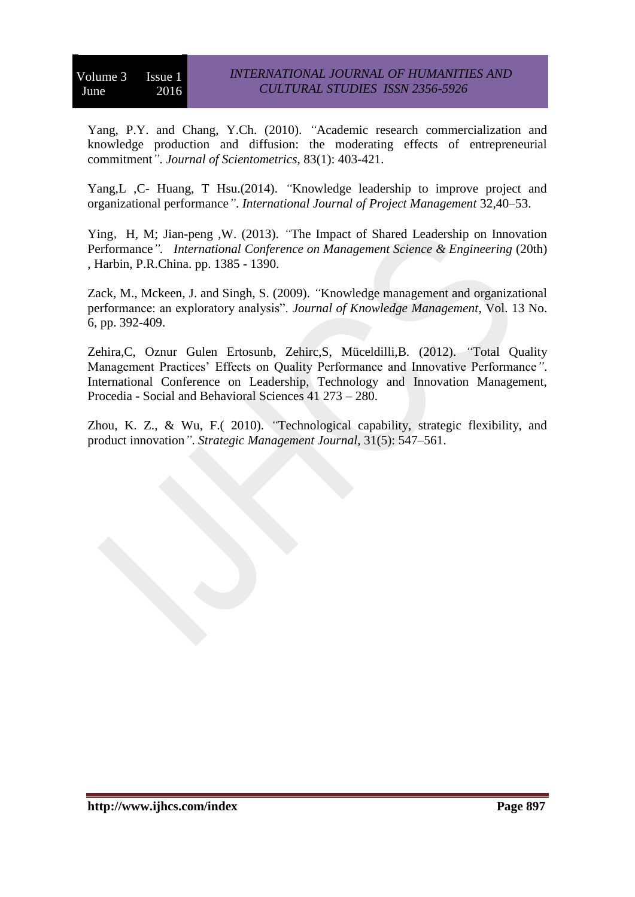Yang, P.Y. and Chang, Y.Ch. (2010). "Academic research commercialization and knowledge production and diffusion: the moderating effects of entrepreneurial commitment". *Journal of Scientometrics*, 83(1): 403-421.

Yang,L ,C- Huang, T Hsu.(2014). "Knowledge leadership to improve project and organizational performance". *International Journal of Project Management* 32,40–53.

Ying, H, M; Jian-peng ,W. (2013). "The Impact of Shared Leadership on Innovation Performance". *International Conference on Management Science & Engineering* (20th) , Harbin, P.R.China. pp. 1385 - 1390.

Zack, M., Mckeen, J. and Singh, S. (2009). "Knowledge management and organizational performance: an exploratory analysis". *Journal of Knowledge Management*, Vol. 13 No. 6, pp. 392-409.

Zehira,C, Oznur Gulen Ertosunb, Zehirc,S, Müceldilli,B. (2012). "Total Quality Management Practices' Effects on Quality Performance and Innovative Performance". International Conference on Leadership, Technology and Innovation Management, Procedia - Social and Behavioral Sciences 41 273 – 280.

Zhou, K. Z., & Wu, F.( 2010). "Technological capability, strategic flexibility, and product innovation". *Strategic Management Journal*, 31(5): 547–561.